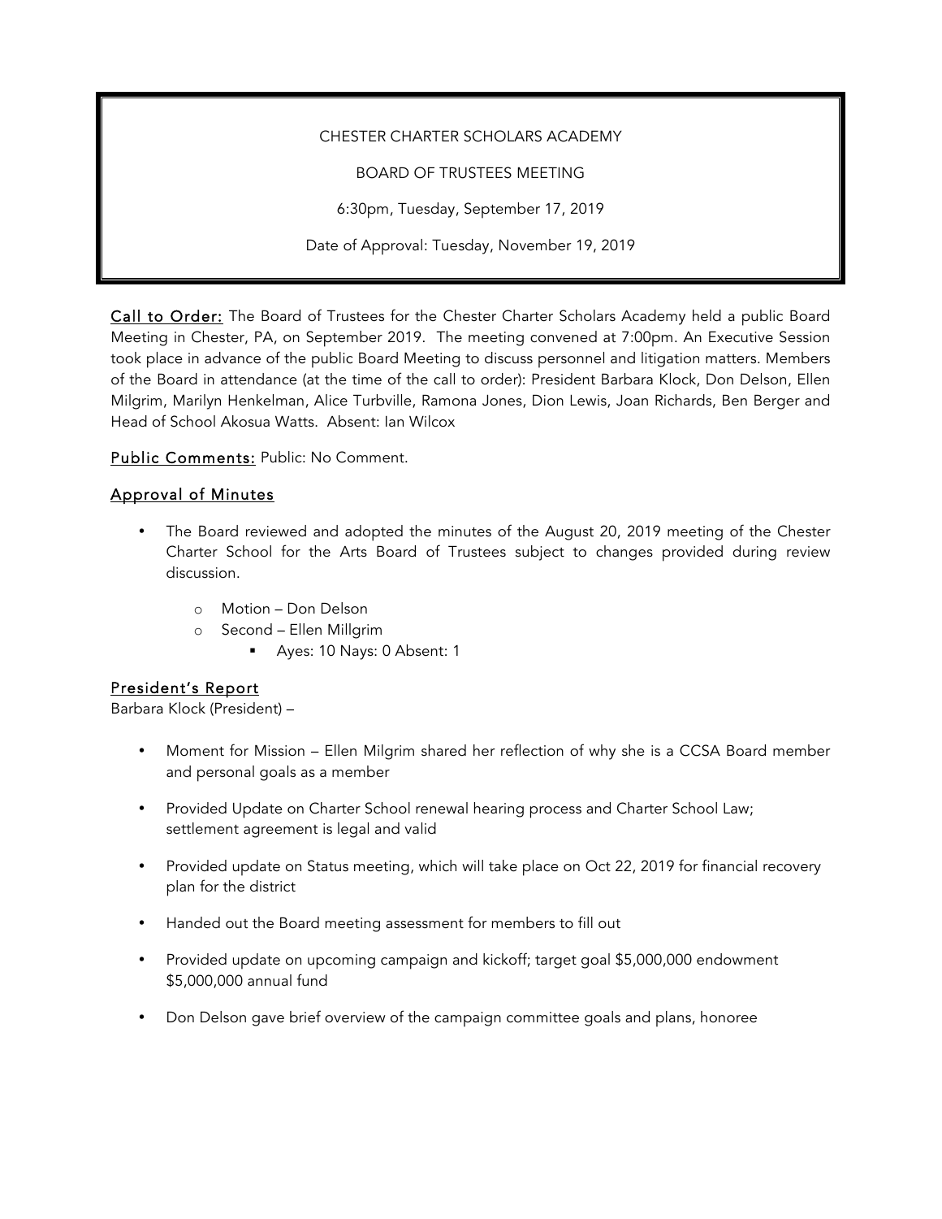CHESTER CHARTER SCHOLARS ACADEMY

BOARD OF TRUSTEES MEETING

6:30pm, Tuesday, September 17, 2019

Date of Approval: Tuesday, November 19, 2019

**Call to Order:** The Board of Trustees for the Chester Charter Scholars Academy held a public Board Meeting in Chester, PA, on September 2019. The meeting convened at 7:00pm. An Executive Session took place in advance of the public Board Meeting to discuss personnel and litigation matters. Members of the Board in attendance (at the time of the call to order): President Barbara Klock, Don Delson, Ellen Milgrim, Marilyn Henkelman, Alice Turbville, Ramona Jones, Dion Lewis, Joan Richards, Ben Berger and Head of School Akosua Watts. Absent: Ian Wilcox

**Public Comments:** Public: No Comment.

## Approval of Minutes

- The Board reviewed and adopted the minutes of the August 20, 2019 meeting of the Chester Charter School for the Arts Board of Trustees subject to changes provided during review discussion.
  - Motion – Don Delson
  - Second – Ellen Millgrim
    - Ayes: 10 Nays: 0 Absent: 1

## President's Report

Barbara Klock (President) –

- Moment for Mission – Ellen Milgrim shared her reflection of why she is a CCSA Board member and personal goals as a member
- Provided Update on Charter School renewal hearing process and Charter School Law; settlement agreement is legal and valid
- Provided update on Status meeting, which will take place on Oct 22, 2019 for financial recovery plan for the district
- Handed out the Board meeting assessment for members to fill out
- Provided update on upcoming campaign and kickoff; target goal $5,000,000 endowment $5,000,000 annual fund
- Don Delson gave brief overview of the campaign committee goals and plans, honoree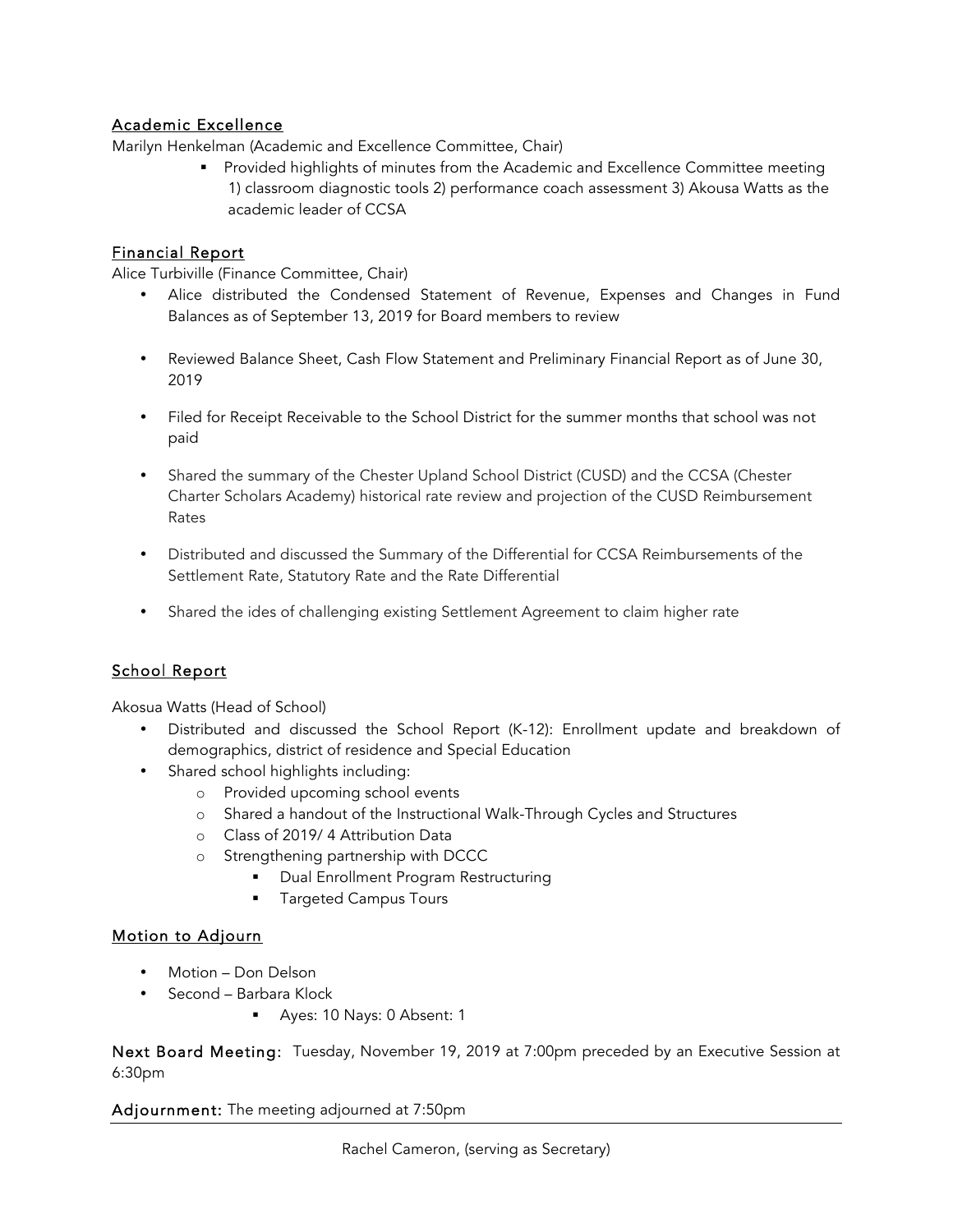## Academic Excellence

Marilyn Henkelman (Academic and Excellence Committee, Chair)

- Provided highlights of minutes from the Academic and Excellence Committee meeting 1) classroom diagnostic tools 2) performance coach assessment 3) Akousa Watts as the academic leader of CCSA

## Financial Report

Alice Turbiville (Finance Committee, Chair)

- Alice distributed the Condensed Statement of Revenue, Expenses and Changes in Fund Balances as of September 13, 2019 for Board members to review
- Reviewed Balance Sheet, Cash Flow Statement and Preliminary Financial Report as of June 30, 2019
- Filed for Receipt Receivable to the School District for the summer months that school was not paid
- Shared the summary of the Chester Upland School District (CUSD) and the CCSA (Chester Charter Scholars Academy) historical rate review and projection of the CUSD Reimbursement Rates
- Distributed and discussed the Summary of the Differential for CCSA Reimbursements of the Settlement Rate, Statutory Rate and the Rate Differential
- Shared the ides of challenging existing Settlement Agreement to claim higher rate

## School Report

Akosua Watts (Head of School)

- Distributed and discussed the School Report (K-12): Enrollment update and breakdown of demographics, district of residence and Special Education
- Shared school highlights including:
  - Provided upcoming school events
  - Shared a handout of the Instructional Walk-Through Cycles and Structures
  - Class of 2019/ 4 Attribution Data
  - Strengthening partnership with DCCC
    - Dual Enrollment Program Restructuring
    - Targeted Campus Tours

## Motion to Adjourn

- Motion – Don Delson
- Second – Barbara Klock
  - Ayes: 10 Nays: 0 Absent: 1

**Next Board Meeting:** Tuesday, November 19, 2019 at 7:00pm preceded by an Executive Session at 6:30pm

**Adjournment:** The meeting adjourned at 7:50pm

Rachel Cameron, (serving as Secretary)